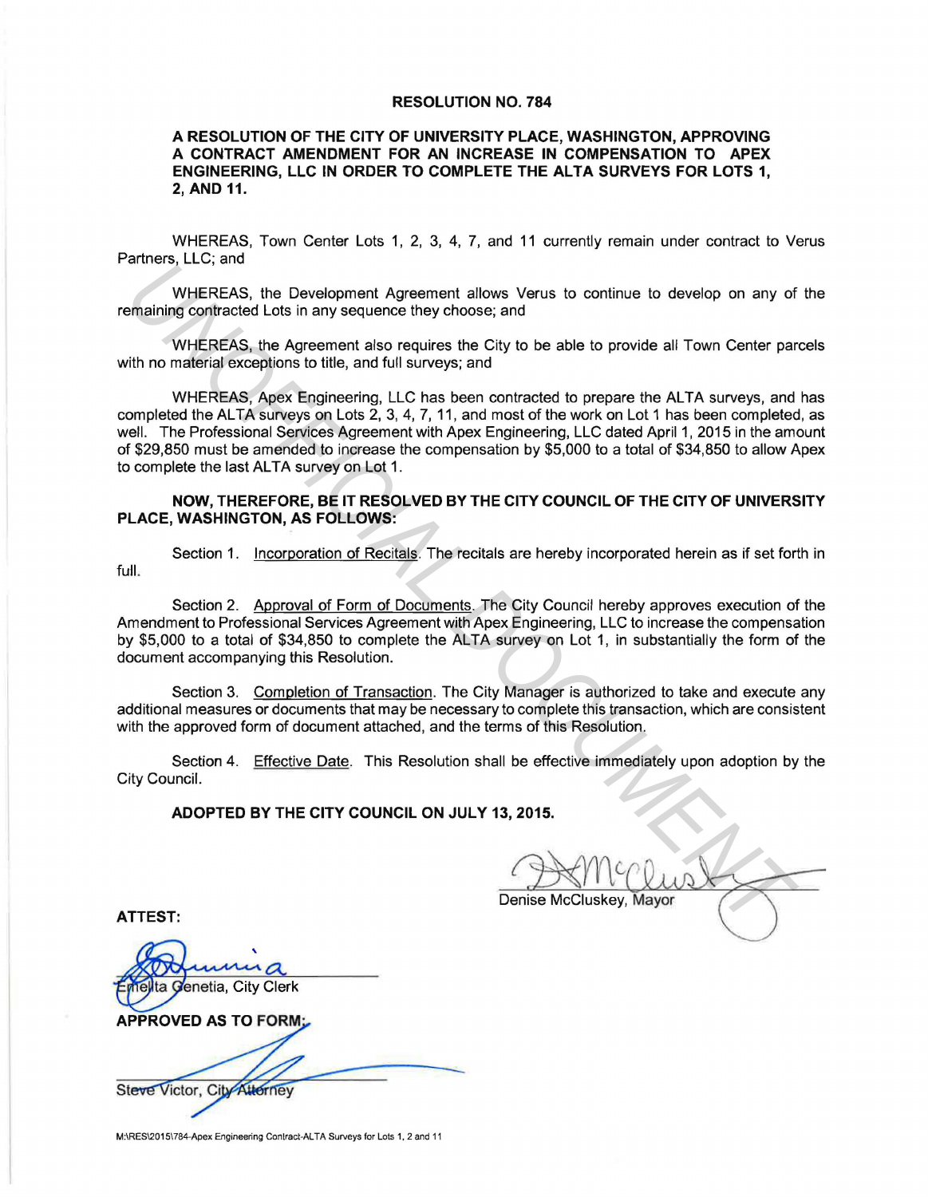# RESOLUTION NO. 784

**A RESOLUTION OF THE CITY OF UNIVERSITY PLACE, WASHINGTON, APPROVING A CONTRACT AMENDMENT FOR AN INCREASE IN COMPENSATION TO APEX ENGINEERING, LLC IN ORDER TO COMPLETE THE ALTA SURVEYS FOR LOTS 1, 2, AND 11.**

WHEREAS, Town Center Lots 1, 2, 3, 4, 7, and 11 currently remain under contract to Verus Partners, LLC; and

WHEREAS, the Development Agreement allows Verus to continue to develop on any of the remaining contracted Lots in any sequence they choose; and

WHEREAS, the Agreement also requires the City to be able to provide all Town Center parcels with no material exceptions to title, and full surveys; and

WHEREAS, Apex Engineering, LLC has been contracted to prepare the ALTA surveys, and has completed the ALTA surveys on Lots 2, 3, 4, 7, 11, and most of the work on Lot 1 has been completed, as well. The Professional Services Agreement with Apex Engineering, LLC dated April 1, 2015 in the amount of $29,850 must be amended to increase the compensation by $5,000 to a total of $34,850 to allow Apex to complete the last ALTA survey on Lot 1.

**NOW, THEREFORE, BE IT RESOLVED BY THE CITY COUNCIL OF THE CITY OF UNIVERSITY PLACE, WASHINGTON, AS FOLLOWS:**

Section 1. Incorporation of Recitals. The recitals are hereby incorporated herein as if set forth in full.

Section 2. Approval of Form of Documents. The City Council hereby approves execution of the Amendment to Professional Services Agreement with Apex Engineering, LLC to increase the compensation by $5,000 to a total of $34,850 to complete the ALTA survey on Lot 1, in substantially the form of the document accompanying this Resolution.

Section 3. Completion of Transaction. The City Manager is authorized to take and execute any additional measures or documents that may be necessary to complete this transaction, which are consistent with the approved form of document attached, and the terms of this Resolution.

Section 4. Effective Date. This Resolution shall be effective immediately upon adoption by the City Council.

**ADOPTED BY THE CITY COUNCIL ON JULY 13, 2015.**

Denise McCluskey, Mayor

**ATTEST:**

Emelita Genetia, City Clerk

**APPROVED AS TO FORM:**

Steve Victor, City Attorney

M:\RES\2015\784-Apex Engineering Contract-ALTA Surveys for Lots 1, 2 and 11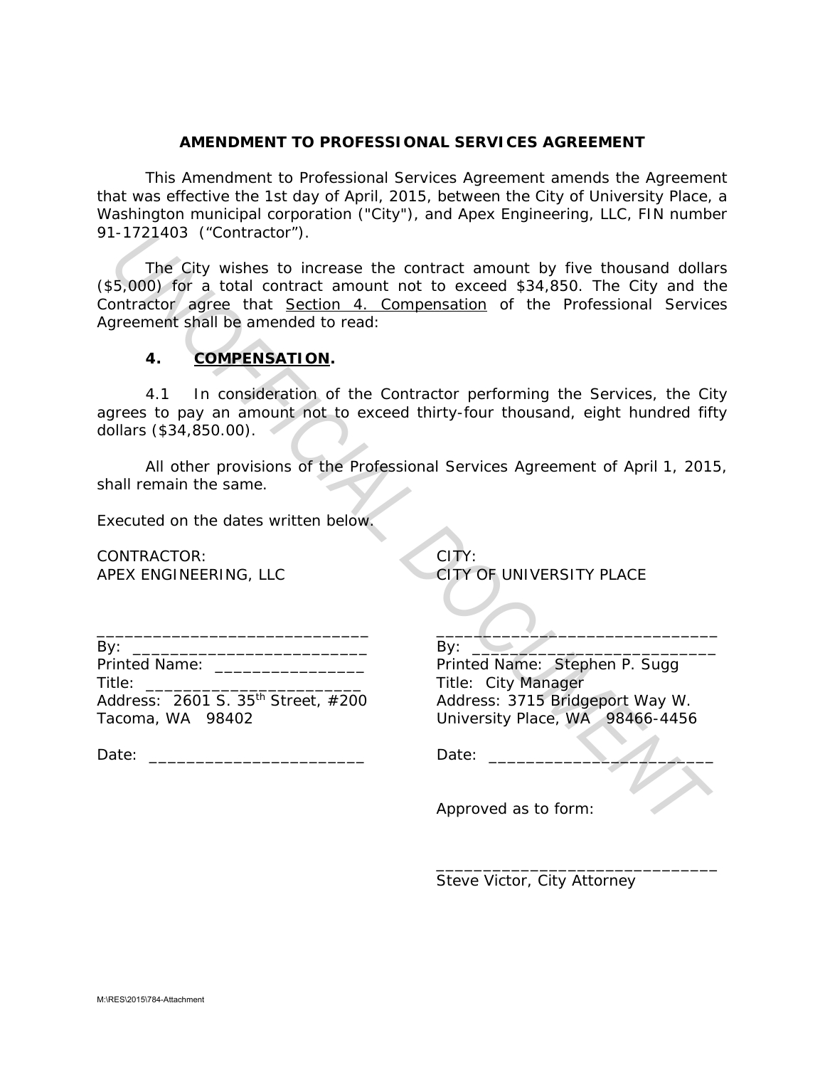## AMENDMENT TO PROFESSIONAL SERVICES AGREEMENT

This Amendment to Professional Services Agreement amends the Agreement that was effective the 1st day of April, 2015, between the City of University Place, a Washington municipal corporation ("City"), and Apex Engineering, LLC, FIN number 91-1721403 ("Contractor").

The City wishes to increase the contract amount by five thousand dollars ($5,000) for a total contract amount not to exceed $34,850. The City and the Contractor agree that Section 4. Compensation of the Professional Services Agreement shall be amended to read:

**4. COMPENSATION.**

4.1 In consideration of the Contractor performing the Services, the City agrees to pay an amount not to exceed thirty-four thousand, eight hundred fifty dollars ($34,850.00).

All other provisions of the Professional Services Agreement of April 1, 2015, shall remain the same.

Executed on the dates written below.

CONTRACTOR:
APEX ENGINEERING, LLC

______________________________
By: __________________________
Printed Name: ________________
Title: ________________________
Address: 2601 S. 35th Street, #200
Tacoma, WA 98402

Date: ________________________

CITY:
CITY OF UNIVERSITY PLACE

______________________________
By: __________________________
Printed Name: Stephen P. Sugg
Title: City Manager
Address: 3715 Bridgeport Way W.
University Place, WA 98466-4456

Date: ________________________

Approved as to form:

______________________________
Steve Victor, City Attorney

M:\RES\2015\784-Attachment